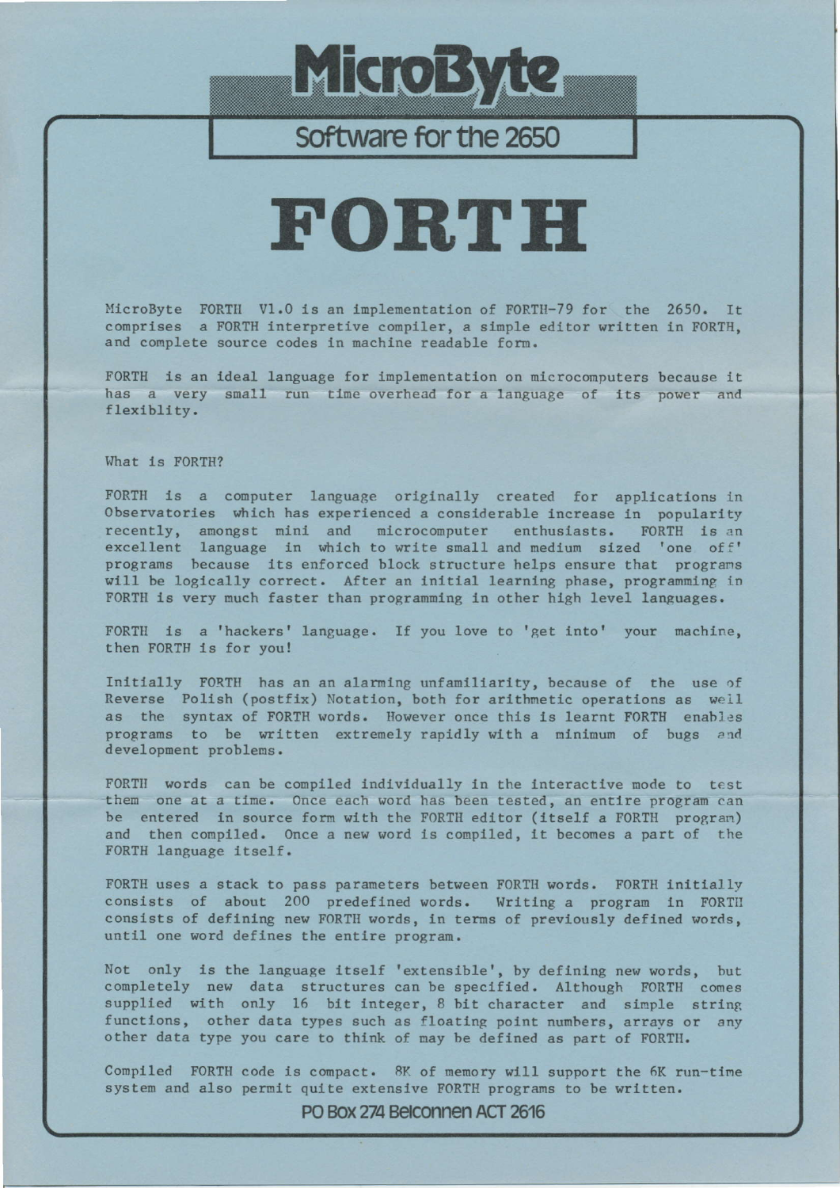# MicroByte

## Software for the 2650

# FORTH

MicroByte FORTH V1.0 is an implementation of FORTH-79 for the 2650. It comprises a FORTH interpretive compiler, a simple editor written in FORTH, and complete source codes in machine readable form.

FORTH is an ideal language for implementation on microcomputers because it has a very small run time overhead for a language of its power and flexiblity.

What is FORTH?

FORTH is a computer language originally created for applications in Observatories which has experienced a considerable increase in popularity recently, amongst mini and microcomputer enthusiasts. FORTH is an excellent language in which to write small and medium sized 'one off' programs because its enforced block structure helps ensure that programs will be logically correct. After an initial learning phase, programming in FORTH is very much faster than programming in other high level languages.

FORTH is a 'hackers' language. If you love to 'get into' your machine, then FORTH is for you!

Initially FORTH has an an alarming unfamiliarity, because of the use of Reverse Polish (postfix) Notation, both for arithmetic operations as well as the syntax of FORTH words. However once this is learnt FORTH enables programs to be written extremely rapidly with a minimum of bugs and development problems.

FORTH words can be compiled individually in the interactive mode to test them one at a time. Once each word has been tested, an entire program can be entered in source form with the FORTH editor (itself a FORTH program) and then compiled. Once a new word is compiled, it becomes a part of the FORTH language itself.

FORTH uses a stack to pass parameters between FORTH words. FORTH initially consists of about 200 predefined words. Writing a program in FORTH consists of defining new FORTH words, in terms of previously defined words, until one word defines the entire program.

Not only is the language itself 'extensible', by defining new words, but completely new data structures can be specified. Although FORTH comes supplied with only 16 bit integer, 8 bit character and simple string functions, other data types such as floating point numbers, arrays or any other data type you care to think of may be defined as part of FORTH.

Compiled FORTH code is compact. 8K of memory will support the 6K run-time system and also permit quite extensive FORTH programs to be written.

PO Box 274 Belconnen ACT 2616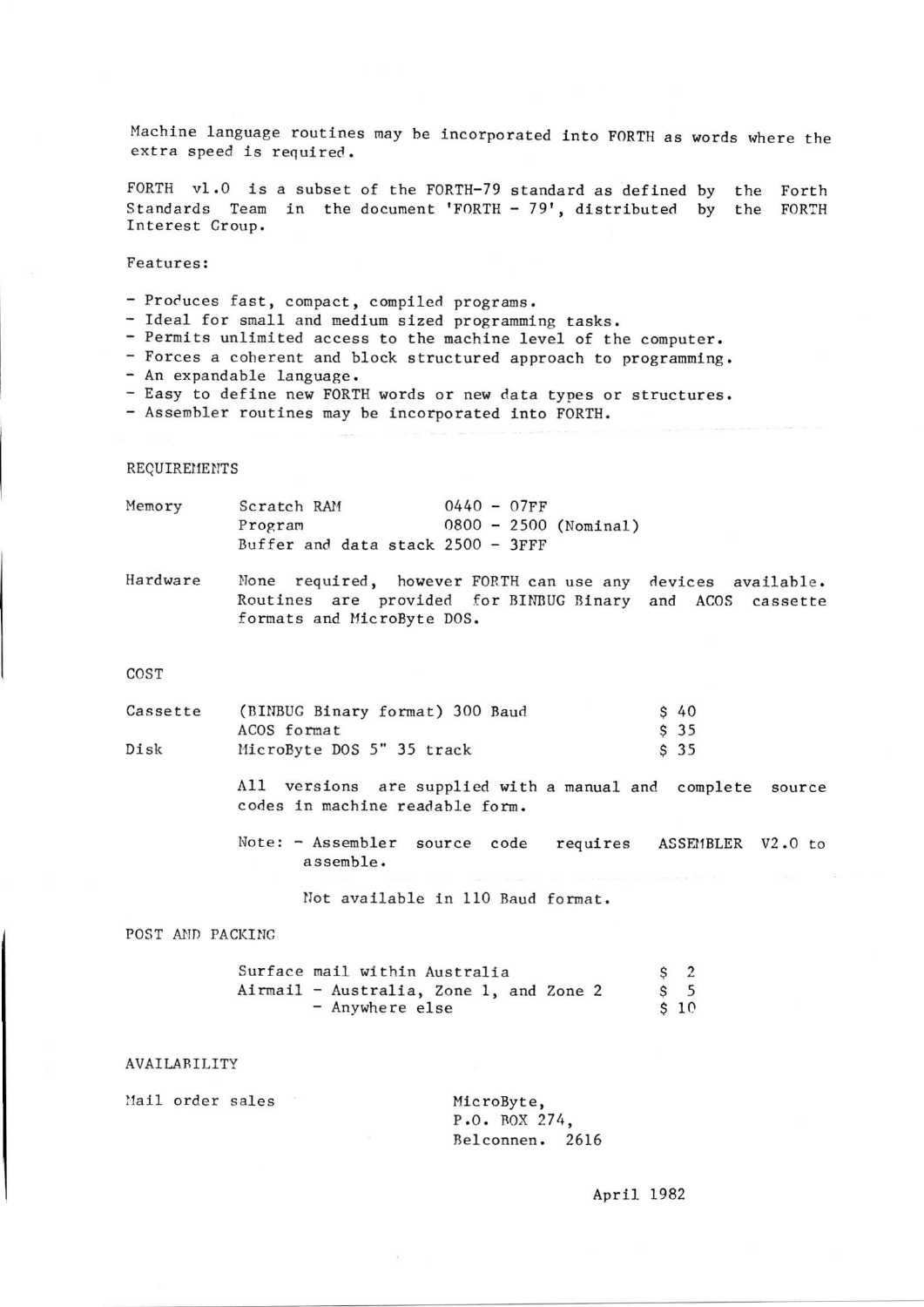Machine language routines may be incorporated into FORTH as words where the extra speed is required.

FORTH v1.0 is a subset of the FORTH-79 standard as defined by the Forth Standards Team in the document 'FORTH - 79', distributed by the FORTH Interest Group.

Features:

- Produces fast, compact, compiled programs.
- Ideal for small and medium sized programming tasks.
- Permits unlimited access to the machine level of the computer.
- Forces a coherent and block structured approach to programming.
- An expandable language.
- Easy to define new FORTH words or new data types or structures.
- Assembler routines may be incorporated into FORTH.

## REQUIREMENTS

| | | |
|---|---|---|
| Memory | Scratch RAM | 0440 - 07FF |
| | Program | 0800 - 2500 (Nominal) |
| | Buffer and data stack | 2500 - 3FFF |

Hardware: None required, however FORTH can use any devices available. Routines are provided for BINBUG Binary and ACOS cassette formats and MicroByte DOS.

## COST

| | | |
|---|---|---|
| Cassette | (BINBUG Binary format) 300 Baud | $ 40 |
| | ACOS format | $ 35 |
| Disk | MicroByte DOS 5" 35 track | $ 35 |

All versions are supplied with a manual and complete source codes in machine readable form.

Note: - Assembler source code requires ASSEMBLER V2.0 to assemble.

Not available in 110 Baud format.

## POST AND PACKING

| | |
|---|---|
| Surface mail within Australia | $ 2 |
| Airmail - Australia, Zone 1, and Zone 2 | $ 5 |
| - Anywhere else | $ 10 |

## AVAILABILITY

Mail order sales

MicroByte,
P.O. BOX 274,
Belconnen. 2616

April 1982